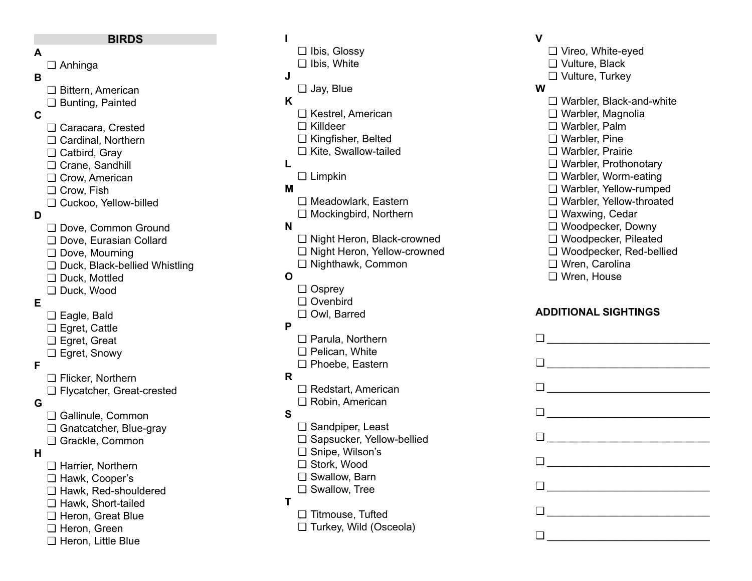## BIRDS

**A**

- ❑ Anhinga

**B**

- ❑ Bittern, American
- ❑ Bunting, Painted

**C**

- ❑ Caracara, Crested
- ❑ Cardinal, Northern
- ❑ Catbird, Gray
- ❑ Crane, Sandhill
- ❑ Crow, American
- ❑ Crow, Fish
- ❑ Cuckoo, Yellow-billed

**D**

- ❑ Dove, Common Ground
- ❑ Dove, Eurasian Collard
- ❑ Dove, Mourning
- ❑ Duck, Black-bellied Whistling
- ❑ Duck, Mottled
- ❑ Duck, Wood

**E**

- ❑ Eagle, Bald
- ❑ Egret, Cattle
- ❑ Egret, Great
- ❑ Egret, Snowy

**F**

- ❑ Flicker, Northern
- ❑ Flycatcher, Great-crested

**G**

- ❑ Gallinule, Common
- ❑ Gnatcatcher, Blue-gray
- ❑ Grackle, Common

**H**

- ❑ Harrier, Northern
- ❑ Hawk, Cooper's
- ❑ Hawk, Red-shouldered
- ❑ Hawk, Short-tailed
- ❑ Heron, Great Blue
- ❑ Heron, Green
- ❑ Heron, Little Blue

**I**

- ❑ Ibis, Glossy
- ❑ Ibis, White

**J**

- ❑ Jay, Blue

**K**

- ❑ Kestrel, American
- ❑ Killdeer
- ❑ Kingfisher, Belted
- ❑ Kite, Swallow-tailed

**L**

- ❑ Limpkin

**M**

- ❑ Meadowlark, Eastern
- ❑ Mockingbird, Northern

**N**

- ❑ Night Heron, Black-crowned
- ❑ Night Heron, Yellow-crowned
- ❑ Nighthawk, Common

**O**

- ❑ Osprey
- ❑ Ovenbird
- ❑ Owl, Barred

**P**

- ❑ Parula, Northern
- ❑ Pelican, White
- ❑ Phoebe, Eastern

**R**

- ❑ Redstart, American
- ❑ Robin, American

**S**

- ❑ Sandpiper, Least
- ❑ Sapsucker, Yellow-bellied
- ❑ Snipe, Wilson's
- ❑ Stork, Wood
- ❑ Swallow, Barn
- ❑ Swallow, Tree

**T**

- ❑ Titmouse, Tufted
- ❑ Turkey, Wild (Osceola)

**V**

- ❑ Vireo, White-eyed
- ❑ Vulture, Black
- ❑ Vulture, Turkey

**W**

- ❑ Warbler, Black-and-white
- ❑ Warbler, Magnolia
- ❑ Warbler, Palm
- ❑ Warbler, Pine
- ❑ Warbler, Prairie
- ❑ Warbler, Prothonotary
- ❑ Warbler, Worm-eating
- ❑ Warbler, Yellow-rumped
- ❑ Warbler, Yellow-throated
- ❑ Waxwing, Cedar
- ❑ Woodpecker, Downy
- ❑ Woodpecker, Pileated
- ❑ Woodpecker, Red-bellied
- ❑ Wren, Carolina
- ❑ Wren, House

### ADDITIONAL SIGHTINGS

- ❑ ____________________________
- ❑ ____________________________
- ❑ ____________________________
- ❑ ____________________________
- ❑ ____________________________
- ❑ ____________________________
- ❑ ____________________________
- ❑ ____________________________
- ❑ ____________________________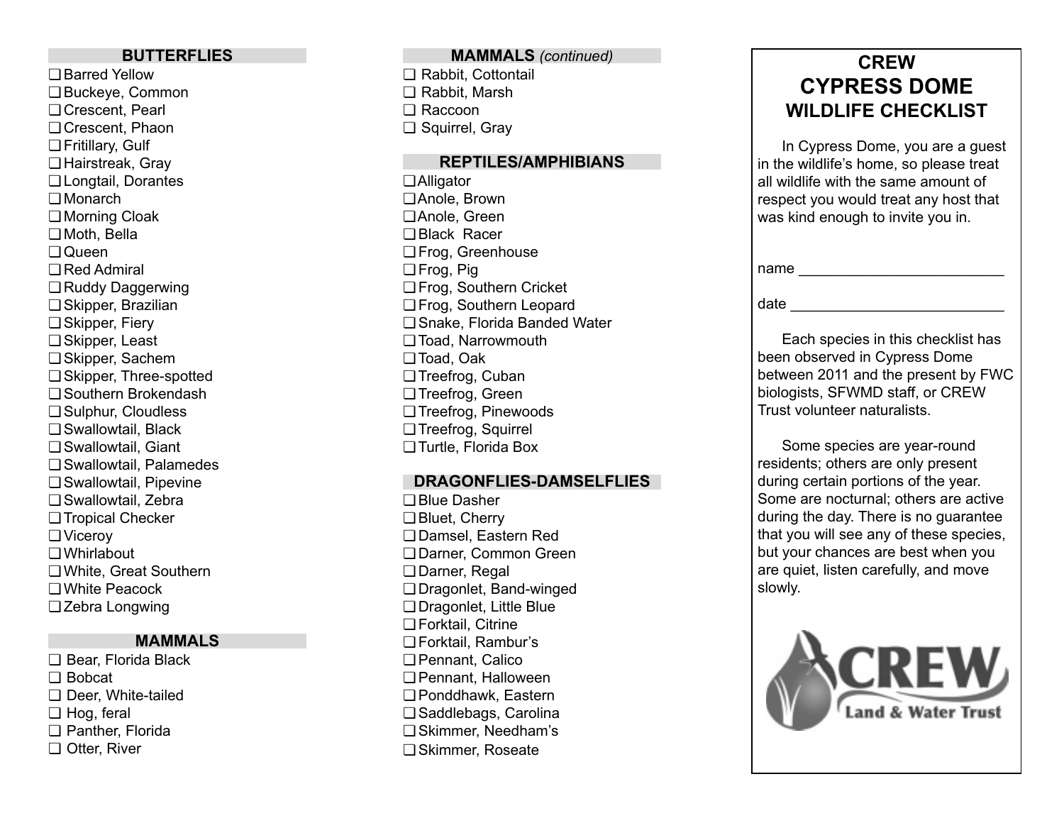## BUTTERFLIES

- ❑ Barred Yellow
- ❑ Buckeye, Common
- ❑ Crescent, Pearl
- ❑ Crescent, Phaon
- ❑ Fritillary, Gulf
- ❑ Hairstreak, Gray
- ❑ Longtail, Dorantes
- ❑ Monarch
- ❑ Morning Cloak
- ❑ Moth, Bella
- ❑ Queen
- ❑ Red Admiral
- ❑ Ruddy Daggerwing
- ❑ Skipper, Brazilian
- ❑ Skipper, Fiery
- ❑ Skipper, Least
- ❑ Skipper, Sachem
- ❑ Skipper, Three-spotted
- ❑ Southern Brokendash
- ❑ Sulphur, Cloudless
- ❑ Swallowtail, Black
- ❑ Swallowtail, Giant
- ❑ Swallowtail, Palamedes
- ❑ Swallowtail, Pipevine
- ❑ Swallowtail, Zebra
- ❑ Tropical Checker
- ❑ Viceroy
- ❑ Whirlabout
- ❑ White, Great Southern
- ❑ White Peacock
- ❑ Zebra Longwing

## MAMMALS

- ❑ Bear, Florida Black
- ❑ Bobcat
- ❑ Deer, White-tailed
- ❑ Hog, feral
- ❑ Panther, Florida
- ❑ Otter, River

## MAMMALS *(continued)*

- ❑ Rabbit, Cottontail
- ❑ Rabbit, Marsh
- ❑ Raccoon
- ❑ Squirrel, Gray

## REPTILES/AMPHIBIANS

- ❑ Alligator
- ❑ Anole, Brown
- ❑ Anole, Green
- ❑ Black Racer
- ❑ Frog, Greenhouse
- ❑ Frog, Pig
- ❑ Frog, Southern Cricket
- ❑ Frog, Southern Leopard
- ❑ Snake, Florida Banded Water
- ❑ Toad, Narrowmouth
- ❑ Toad, Oak
- ❑ Treefrog, Cuban
- ❑ Treefrog, Green
- ❑ Treefrog, Pinewoods
- ❑ Treefrog, Squirrel
- ❑ Turtle, Florida Box

## DRAGONFLIES-DAMSELFLIES

- ❑ Blue Dasher
- ❑ Bluet, Cherry
- ❑ Damsel, Eastern Red
- ❑ Darner, Common Green
- ❑ Darner, Regal
- ❑ Dragonlet, Band-winged
- ❑ Dragonlet, Little Blue
- ❑ Forktail, Citrine
- ❑ Forktail, Rambur's
- ❑ Pennant, Calico
- ❑ Pennant, Halloween
- ❑ Ponddhawk, Eastern
- ❑ Saddlebags, Carolina
- ❑ Skimmer, Needham's
- ❑ Skimmer, Roseate

# CREW
# CYPRESS DOME
## WILDLIFE CHECKLIST

In Cypress Dome, you are a guest in the wildlife's home, so please treat all wildlife with the same amount of respect you would treat any host that was kind enough to invite you in.

name ________________________

date _________________________

Each species in this checklist has been observed in Cypress Dome between 2011 and the present by FWC biologists, SFWMD staff, or CREW Trust volunteer naturalists.

Some species are year-round residents; others are only present during certain portions of the year. Some are nocturnal; others are active during the day. There is no guarantee that you will see any of these species, but your chances are best when you are quiet, listen carefully, and move slowly.

CREW Land & Water Trust